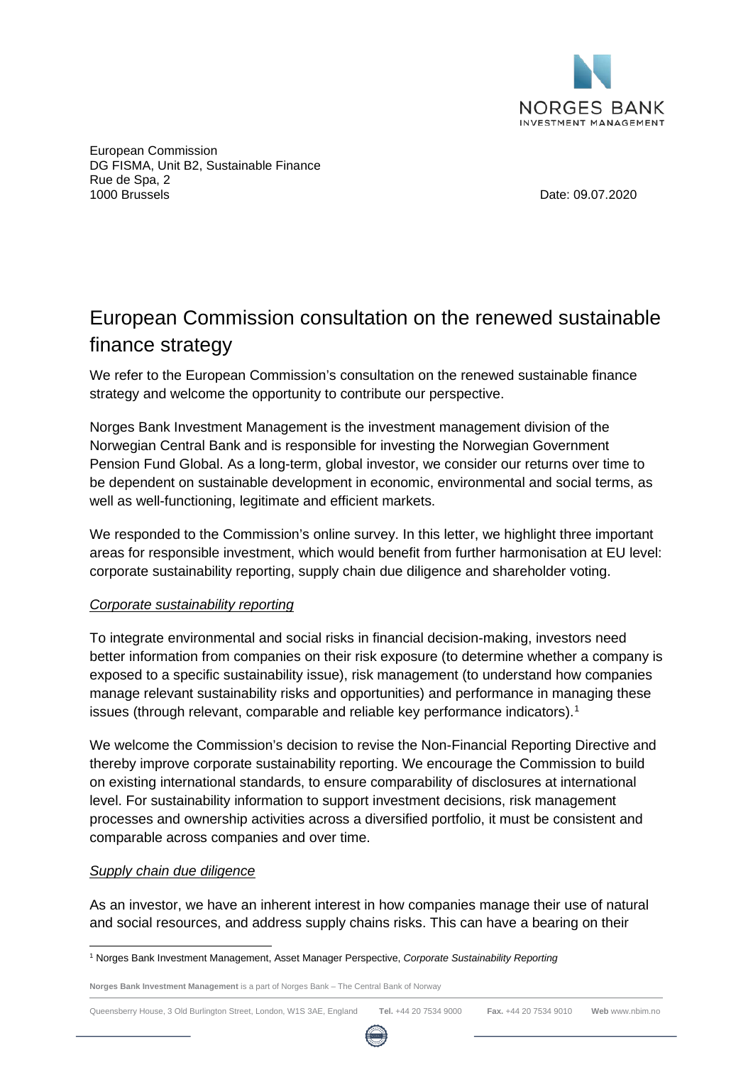NORGES BANK
INVESTMENT MANAGEMENT

European Commission
DG FISMA, Unit B2, Sustainable Finance
Rue de Spa, 2
1000 Brussels

Date: 09.07.2020

# European Commission consultation on the renewed sustainable finance strategy

We refer to the European Commission's consultation on the renewed sustainable finance strategy and welcome the opportunity to contribute our perspective.

Norges Bank Investment Management is the investment management division of the Norwegian Central Bank and is responsible for investing the Norwegian Government Pension Fund Global. As a long-term, global investor, we consider our returns over time to be dependent on sustainable development in economic, environmental and social terms, as well as well-functioning, legitimate and efficient markets.

We responded to the Commission's online survey. In this letter, we highlight three important areas for responsible investment, which would benefit from further harmonisation at EU level: corporate sustainability reporting, supply chain due diligence and shareholder voting.

*Corporate sustainability reporting*

To integrate environmental and social risks in financial decision-making, investors need better information from companies on their risk exposure (to determine whether a company is exposed to a specific sustainability issue), risk management (to understand how companies manage relevant sustainability risks and opportunities) and performance in managing these issues (through relevant, comparable and reliable key performance indicators).[1]

We welcome the Commission's decision to revise the Non-Financial Reporting Directive and thereby improve corporate sustainability reporting. We encourage the Commission to build on existing international standards, to ensure comparability of disclosures at international level. For sustainability information to support investment decisions, risk management processes and ownership activities across a diversified portfolio, it must be consistent and comparable across companies and over time.

*Supply chain due diligence*

As an investor, we have an inherent interest in how companies manage their use of natural and social resources, and address supply chains risks. This can have a bearing on their

[1] Norges Bank Investment Management, Asset Manager Perspective, *Corporate Sustainability Reporting*

**Norges Bank Investment Management** is a part of Norges Bank – The Central Bank of Norway

Queensberry House, 3 Old Burlington Street, London, W1S 3AE, England **Tel.** +44 20 7534 9000 **Fax.** +44 20 7534 9010 **Web** www.nbim.no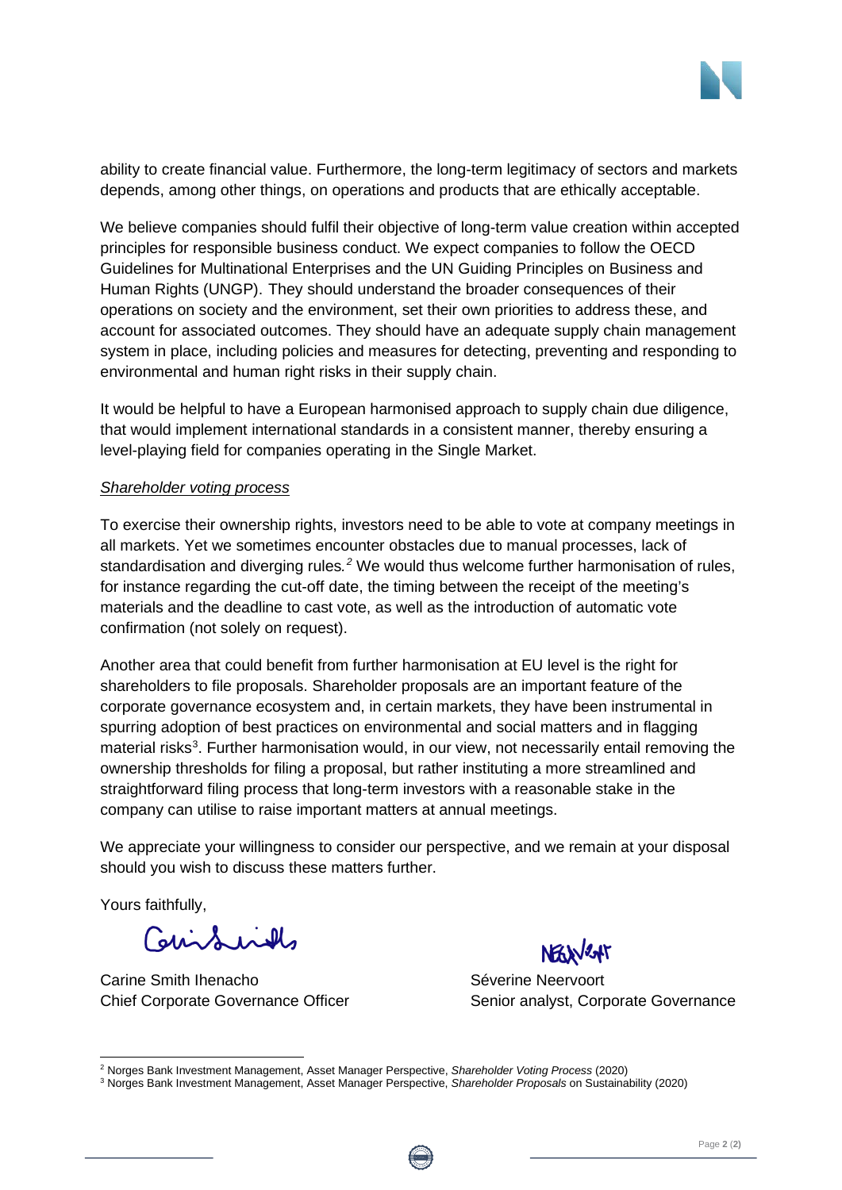ability to create financial value. Furthermore, the long-term legitimacy of sectors and markets depends, among other things, on operations and products that are ethically acceptable.

We believe companies should fulfil their objective of long-term value creation within accepted principles for responsible business conduct. We expect companies to follow the OECD Guidelines for Multinational Enterprises and the UN Guiding Principles on Business and Human Rights (UNGP). They should understand the broader consequences of their operations on society and the environment, set their own priorities to address these, and account for associated outcomes. They should have an adequate supply chain management system in place, including policies and measures for detecting, preventing and responding to environmental and human right risks in their supply chain.

It would be helpful to have a European harmonised approach to supply chain due diligence, that would implement international standards in a consistent manner, thereby ensuring a level-playing field for companies operating in the Single Market.

*Shareholder voting process*

To exercise their ownership rights, investors need to be able to vote at company meetings in all markets. Yet we sometimes encounter obstacles due to manual processes, lack of standardisation and diverging rules.[2] We would thus welcome further harmonisation of rules, for instance regarding the cut-off date, the timing between the receipt of the meeting's materials and the deadline to cast vote, as well as the introduction of automatic vote confirmation (not solely on request).

Another area that could benefit from further harmonisation at EU level is the right for shareholders to file proposals. Shareholder proposals are an important feature of the corporate governance ecosystem and, in certain markets, they have been instrumental in spurring adoption of best practices on environmental and social matters and in flagging material risks[3]. Further harmonisation would, in our view, not necessarily entail removing the ownership thresholds for filing a proposal, but rather instituting a more streamlined and straightforward filing process that long-term investors with a reasonable stake in the company can utilise to raise important matters at annual meetings.

We appreciate your willingness to consider our perspective, and we remain at your disposal should you wish to discuss these matters further.

Yours faithfully,

Carine Smith Ihenacho
Chief Corporate Governance Officer

Séverine Neervoort
Senior analyst, Corporate Governance

[2] Norges Bank Investment Management, Asset Manager Perspective, *Shareholder Voting Process* (2020)

[3] Norges Bank Investment Management, Asset Manager Perspective, *Shareholder Proposals* on Sustainability (2020)